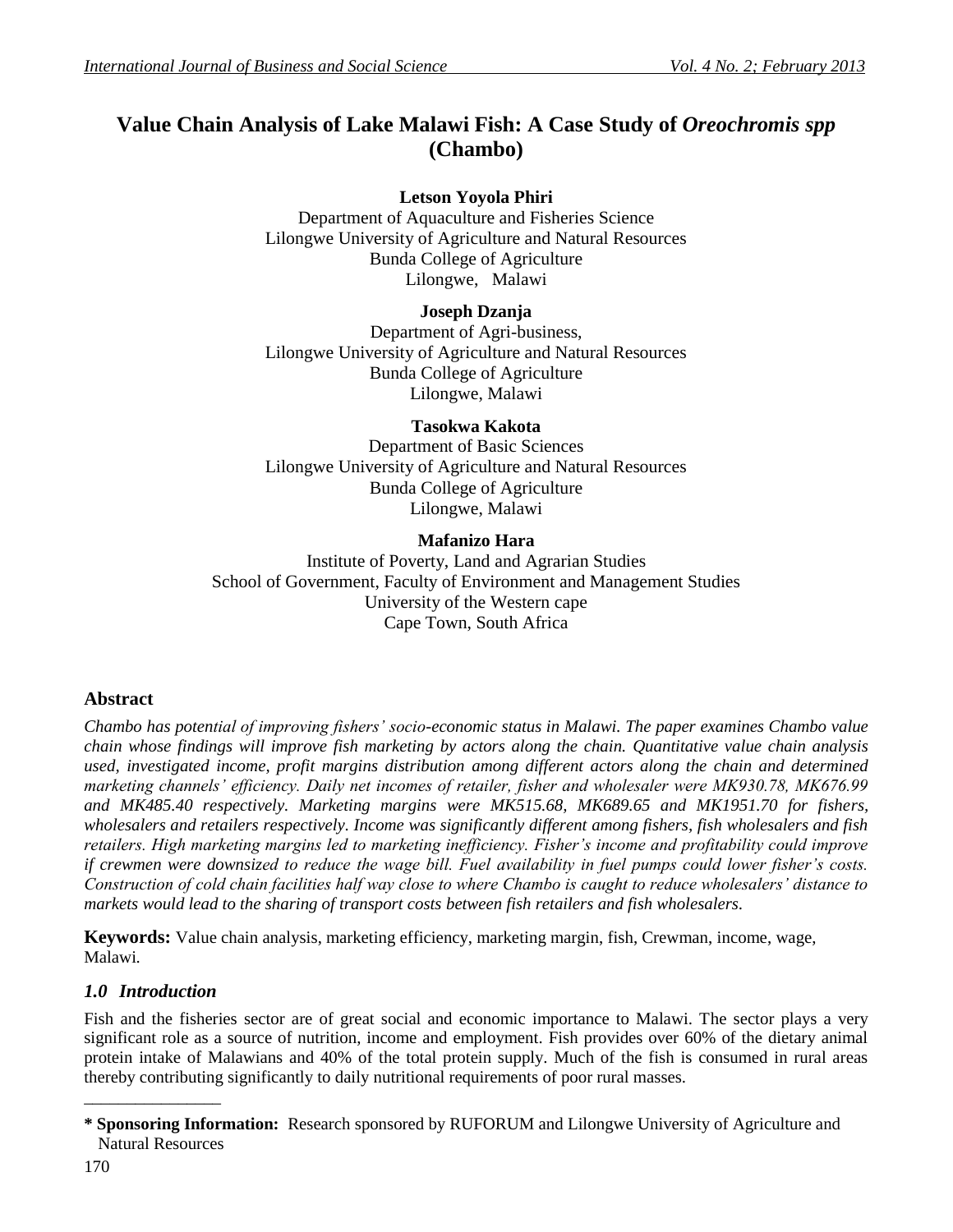# Value Chain Analysis of Lake Malawi Fish: A Case Study of *Oreochromis spp* (Chambo)

**Letson Yoyola Phiri**
Department of Aquaculture and Fisheries Science
Lilongwe University of Agriculture and Natural Resources
Bunda College of Agriculture
Lilongwe, Malawi

**Joseph Dzanja**
Department of Agri-business,
Lilongwe University of Agriculture and Natural Resources
Bunda College of Agriculture
Lilongwe, Malawi

**Tasokwa Kakota**
Department of Basic Sciences
Lilongwe University of Agriculture and Natural Resources
Bunda College of Agriculture
Lilongwe, Malawi

**Mafanizo Hara**
Institute of Poverty, Land and Agrarian Studies
School of Government, Faculty of Environment and Management Studies
University of the Western cape
Cape Town, South Africa

## Abstract

*Chambo has potential of improving fishers' socio-economic status in Malawi. The paper examines Chambo value chain whose findings will improve fish marketing by actors along the chain. Quantitative value chain analysis used, investigated income, profit margins distribution among different actors along the chain and determined marketing channels' efficiency. Daily net incomes of retailer, fisher and wholesaler were MK930.78, MK676.99 and MK485.40 respectively. Marketing margins were MK515.68, MK689.65 and MK1951.70 for fishers, wholesalers and retailers respectively. Income was significantly different among fishers, fish wholesalers and fish retailers. High marketing margins led to marketing inefficiency. Fisher's income and profitability could improve if crewmen were downsized to reduce the wage bill. Fuel availability in fuel pumps could lower fisher's costs. Construction of cold chain facilities half way close to where Chambo is caught to reduce wholesalers' distance to markets would lead to the sharing of transport costs between fish retailers and fish wholesalers.*

**Keywords:** Value chain analysis, marketing efficiency, marketing margin, fish, Crewman, income, wage, Malawi.

## *1.0 Introduction*

Fish and the fisheries sector are of great social and economic importance to Malawi. The sector plays a very significant role as a source of nutrition, income and employment. Fish provides over 60% of the dietary animal protein intake of Malawians and 40% of the total protein supply. Much of the fish is consumed in rural areas thereby contributing significantly to daily nutritional requirements of poor rural masses.

---

**\* Sponsoring Information:** Research sponsored by RUFORUM and Lilongwe University of Agriculture and Natural Resources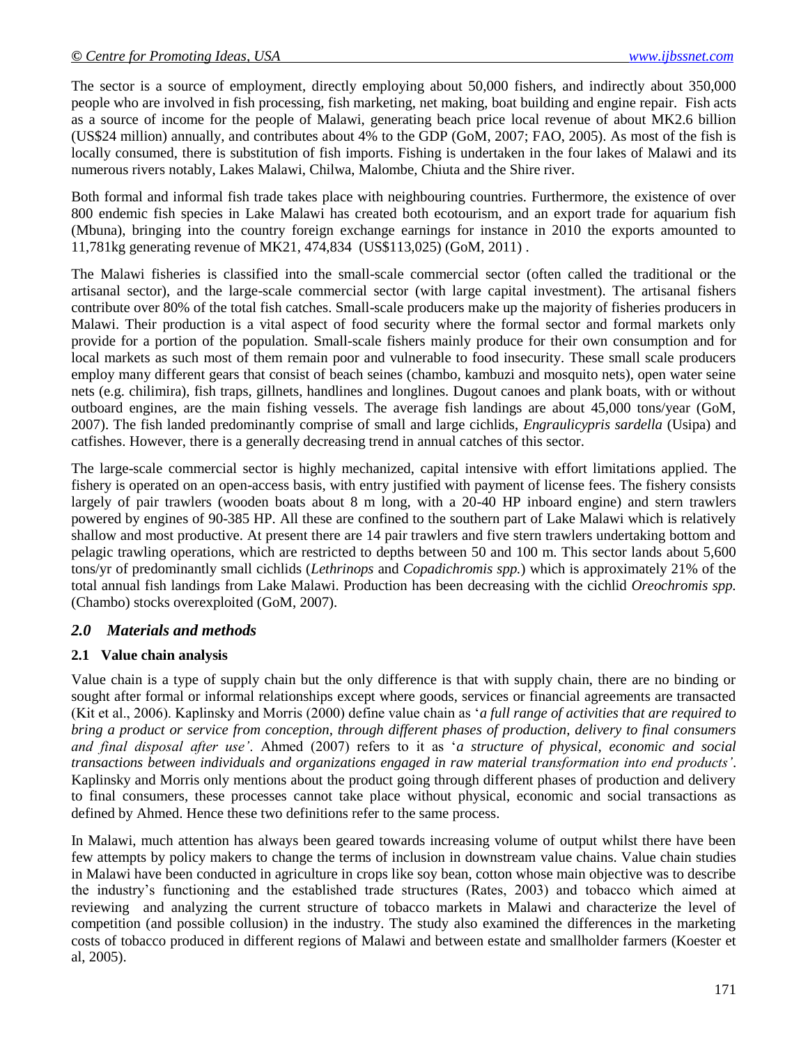The sector is a source of employment, directly employing about 50,000 fishers, and indirectly about 350,000 people who are involved in fish processing, fish marketing, net making, boat building and engine repair. Fish acts as a source of income for the people of Malawi, generating beach price local revenue of about MK2.6 billion (US$24 million) annually, and contributes about 4% to the GDP (GoM, 2007; FAO, 2005). As most of the fish is locally consumed, there is substitution of fish imports. Fishing is undertaken in the four lakes of Malawi and its numerous rivers notably, Lakes Malawi, Chilwa, Malombe, Chiuta and the Shire river.

Both formal and informal fish trade takes place with neighbouring countries. Furthermore, the existence of over 800 endemic fish species in Lake Malawi has created both ecotourism, and an export trade for aquarium fish (Mbuna), bringing into the country foreign exchange earnings for instance in 2010 the exports amounted to 11,781kg generating revenue of MK21, 474,834 (US$113,025) (GoM, 2011) .

The Malawi fisheries is classified into the small-scale commercial sector (often called the traditional or the artisanal sector), and the large-scale commercial sector (with large capital investment). The artisanal fishers contribute over 80% of the total fish catches. Small-scale producers make up the majority of fisheries producers in Malawi. Their production is a vital aspect of food security where the formal sector and formal markets only provide for a portion of the population. Small-scale fishers mainly produce for their own consumption and for local markets as such most of them remain poor and vulnerable to food insecurity. These small scale producers employ many different gears that consist of beach seines (chambo, kambuzi and mosquito nets), open water seine nets (e.g. chilimira), fish traps, gillnets, handlines and longlines. Dugout canoes and plank boats, with or without outboard engines, are the main fishing vessels. The average fish landings are about 45,000 tons/year (GoM, 2007). The fish landed predominantly comprise of small and large cichlids, *Engraulicypris sardella* (Usipa) and catfishes. However, there is a generally decreasing trend in annual catches of this sector.

The large-scale commercial sector is highly mechanized, capital intensive with effort limitations applied. The fishery is operated on an open-access basis, with entry justified with payment of license fees. The fishery consists largely of pair trawlers (wooden boats about 8 m long, with a 20-40 HP inboard engine) and stern trawlers powered by engines of 90-385 HP. All these are confined to the southern part of Lake Malawi which is relatively shallow and most productive. At present there are 14 pair trawlers and five stern trawlers undertaking bottom and pelagic trawling operations, which are restricted to depths between 50 and 100 m. This sector lands about 5,600 tons/yr of predominantly small cichlids (*Lethrinops* and *Copadichromis spp.*) which is approximately 21% of the total annual fish landings from Lake Malawi. Production has been decreasing with the cichlid *Oreochromis spp.* (Chambo) stocks overexploited (GoM, 2007).

## *2.0 Materials and methods*

### 2.1 Value chain analysis

Value chain is a type of supply chain but the only difference is that with supply chain, there are no binding or sought after formal or informal relationships except where goods, services or financial agreements are transacted (Kit et al., 2006). Kaplinsky and Morris (2000) define value chain as '*a full range of activities that are required to bring a product or service from conception, through different phases of production, delivery to final consumers and final disposal after use'*. Ahmed (2007) refers to it as '*a structure of physical, economic and social transactions between individuals and organizations engaged in raw material transformation into end products'*. Kaplinsky and Morris only mentions about the product going through different phases of production and delivery to final consumers, these processes cannot take place without physical, economic and social transactions as defined by Ahmed. Hence these two definitions refer to the same process.

In Malawi, much attention has always been geared towards increasing volume of output whilst there have been few attempts by policy makers to change the terms of inclusion in downstream value chains. Value chain studies in Malawi have been conducted in agriculture in crops like soy bean, cotton whose main objective was to describe the industry's functioning and the established trade structures (Rates, 2003) and tobacco which aimed at reviewing and analyzing the current structure of tobacco markets in Malawi and characterize the level of competition (and possible collusion) in the industry. The study also examined the differences in the marketing costs of tobacco produced in different regions of Malawi and between estate and smallholder farmers (Koester et al, 2005).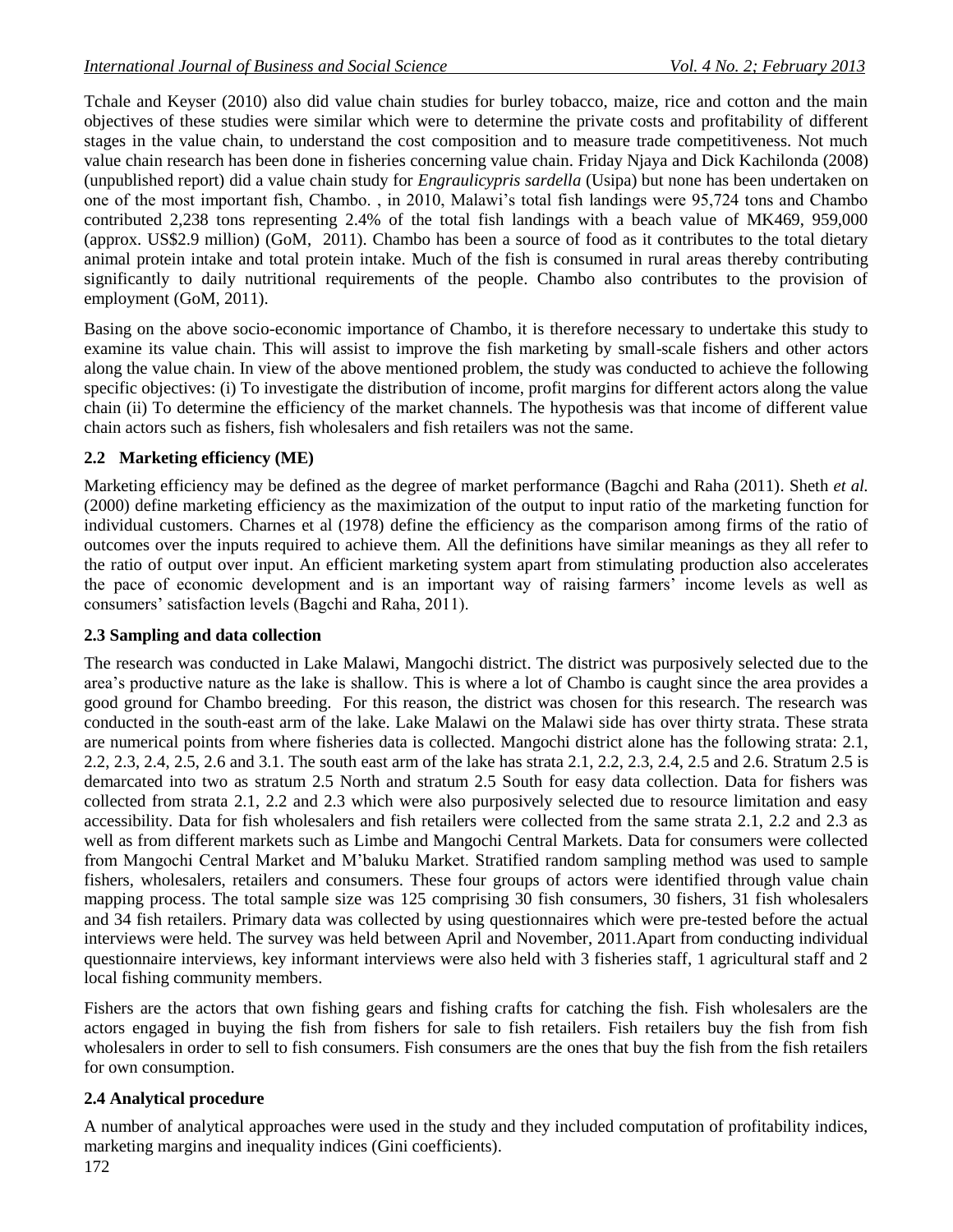Tchale and Keyser (2010) also did value chain studies for burley tobacco, maize, rice and cotton and the main objectives of these studies were similar which were to determine the private costs and profitability of different stages in the value chain, to understand the cost composition and to measure trade competitiveness. Not much value chain research has been done in fisheries concerning value chain. Friday Njaya and Dick Kachilonda (2008) (unpublished report) did a value chain study for *Engraulicypris sardella* (Usipa) but none has been undertaken on one of the most important fish, Chambo. , in 2010, Malawi's total fish landings were 95,724 tons and Chambo contributed 2,238 tons representing 2.4% of the total fish landings with a beach value of MK469, 959,000 (approx. US$2.9 million) (GoM, 2011). Chambo has been a source of food as it contributes to the total dietary animal protein intake and total protein intake. Much of the fish is consumed in rural areas thereby contributing significantly to daily nutritional requirements of the people. Chambo also contributes to the provision of employment (GoM, 2011).

Basing on the above socio-economic importance of Chambo, it is therefore necessary to undertake this study to examine its value chain. This will assist to improve the fish marketing by small-scale fishers and other actors along the value chain. In view of the above mentioned problem, the study was conducted to achieve the following specific objectives: (i) To investigate the distribution of income, profit margins for different actors along the value chain (ii) To determine the efficiency of the market channels. The hypothesis was that income of different value chain actors such as fishers, fish wholesalers and fish retailers was not the same.

## 2.2 Marketing efficiency (ME)

Marketing efficiency may be defined as the degree of market performance (Bagchi and Raha (2011). Sheth *et al.* (2000) define marketing efficiency as the maximization of the output to input ratio of the marketing function for individual customers. Charnes et al (1978) define the efficiency as the comparison among firms of the ratio of outcomes over the inputs required to achieve them. All the definitions have similar meanings as they all refer to the ratio of output over input. An efficient marketing system apart from stimulating production also accelerates the pace of economic development and is an important way of raising farmers' income levels as well as consumers' satisfaction levels (Bagchi and Raha, 2011).

## 2.3 Sampling and data collection

The research was conducted in Lake Malawi, Mangochi district. The district was purposively selected due to the area's productive nature as the lake is shallow. This is where a lot of Chambo is caught since the area provides a good ground for Chambo breeding. For this reason, the district was chosen for this research. The research was conducted in the south-east arm of the lake. Lake Malawi on the Malawi side has over thirty strata. These strata are numerical points from where fisheries data is collected. Mangochi district alone has the following strata: 2.1, 2.2, 2.3, 2.4, 2.5, 2.6 and 3.1. The south east arm of the lake has strata 2.1, 2.2, 2.3, 2.4, 2.5 and 2.6. Stratum 2.5 is demarcated into two as stratum 2.5 North and stratum 2.5 South for easy data collection. Data for fishers was collected from strata 2.1, 2.2 and 2.3 which were also purposively selected due to resource limitation and easy accessibility. Data for fish wholesalers and fish retailers were collected from the same strata 2.1, 2.2 and 2.3 as well as from different markets such as Limbe and Mangochi Central Markets. Data for consumers were collected from Mangochi Central Market and M'baluku Market. Stratified random sampling method was used to sample fishers, wholesalers, retailers and consumers. These four groups of actors were identified through value chain mapping process. The total sample size was 125 comprising 30 fish consumers, 30 fishers, 31 fish wholesalers and 34 fish retailers. Primary data was collected by using questionnaires which were pre-tested before the actual interviews were held. The survey was held between April and November, 2011.Apart from conducting individual questionnaire interviews, key informant interviews were also held with 3 fisheries staff, 1 agricultural staff and 2 local fishing community members.

Fishers are the actors that own fishing gears and fishing crafts for catching the fish. Fish wholesalers are the actors engaged in buying the fish from fishers for sale to fish retailers. Fish retailers buy the fish from fish wholesalers in order to sell to fish consumers. Fish consumers are the ones that buy the fish from the fish retailers for own consumption.

## 2.4 Analytical procedure

A number of analytical approaches were used in the study and they included computation of profitability indices, marketing margins and inequality indices (Gini coefficients).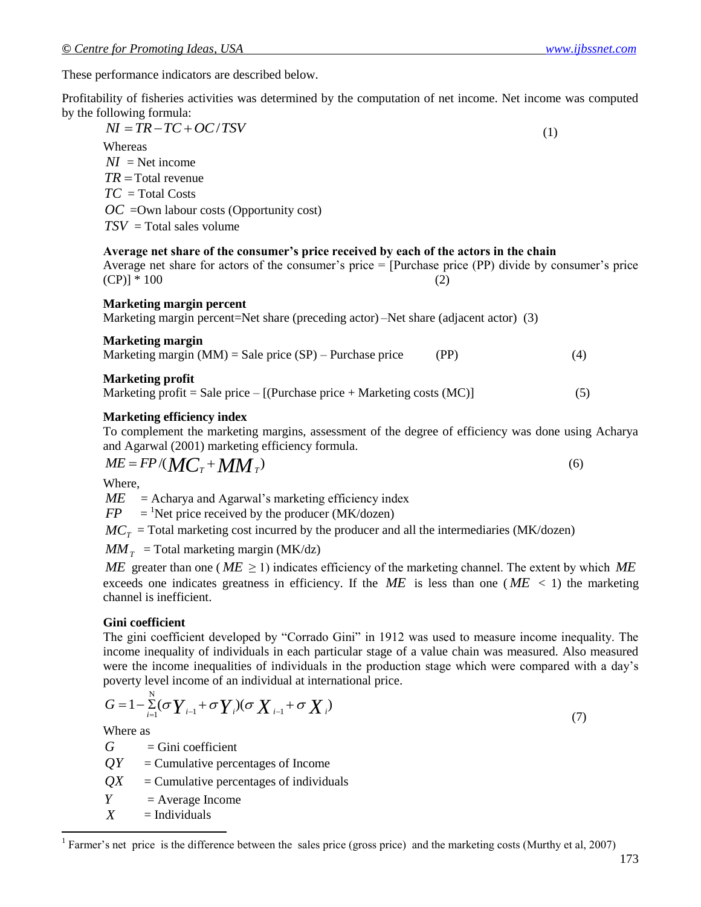These performance indicators are described below.

Profitability of fisheries activities was determined by the computation of net income. Net income was computed by the following formula:

$$NI = TR - TC + OC / TSV \tag{1}$$

Whereas

$NI$ = Net income

$TR$ = Total revenue

$TC$ = Total Costs

$OC$ =Own labour costs (Opportunity cost)

$TSV$ = Total sales volume

**Average net share of the consumer's price received by each of the actors in the chain**

Average net share for actors of the consumer's price = [Purchase price (PP) divide by consumer's price (CP)] * 100 (2)

**Marketing margin percent**

Marketing margin percent=Net share (preceding actor) –Net share (adjacent actor) (3)

**Marketing margin**

Marketing margin (MM) = Sale price (SP) – Purchase price (PP) (4)

**Marketing profit**

Marketing profit = Sale price – [(Purchase price + Marketing costs (MC)] (5)

**Marketing efficiency index**

To complement the marketing margins, assessment of the degree of efficiency was done using Acharya and Agarwal (2001) marketing efficiency formula.

$$ME = FP / (MC_T + MM_T) \tag{6}$$

Where,

$ME$ = Acharya and Agarwal's marketing efficiency index

$FP$ = [1]Net price received by the producer (MK/dozen)

$MC_T$ = Total marketing cost incurred by the producer and all the intermediaries (MK/dozen)

$MM_T$ = Total marketing margin (MK/dz)

$ME$ greater than one ($ME \geq 1$) indicates efficiency of the marketing channel. The extent by which $ME$ exceeds one indicates greatness in efficiency. If the $ME$ is less than one ($ME < 1$) the marketing channel is inefficient.

**Gini coefficient**

The gini coefficient developed by "Corrado Gini" in 1912 was used to measure income inequality. The income inequality of individuals in each particular stage of a value chain was measured. Also measured were the income inequalities of individuals in the production stage which were compared with a day's poverty level income of an individual at international price.

$$G = 1 - \sum_{i=1}^{N} (\sigma Y_{i-1} + \sigma Y_i)(\sigma X_{i-1} + \sigma X_i) \tag{7}$$

Where as

$G$ = Gini coefficient

$QY$ = Cumulative percentages of Income

$QX$ = Cumulative percentages of individuals

$Y$ = Average Income

$X$ = Individuals

[1] Farmer's net price is the difference between the sales price (gross price) and the marketing costs (Murthy et al, 2007)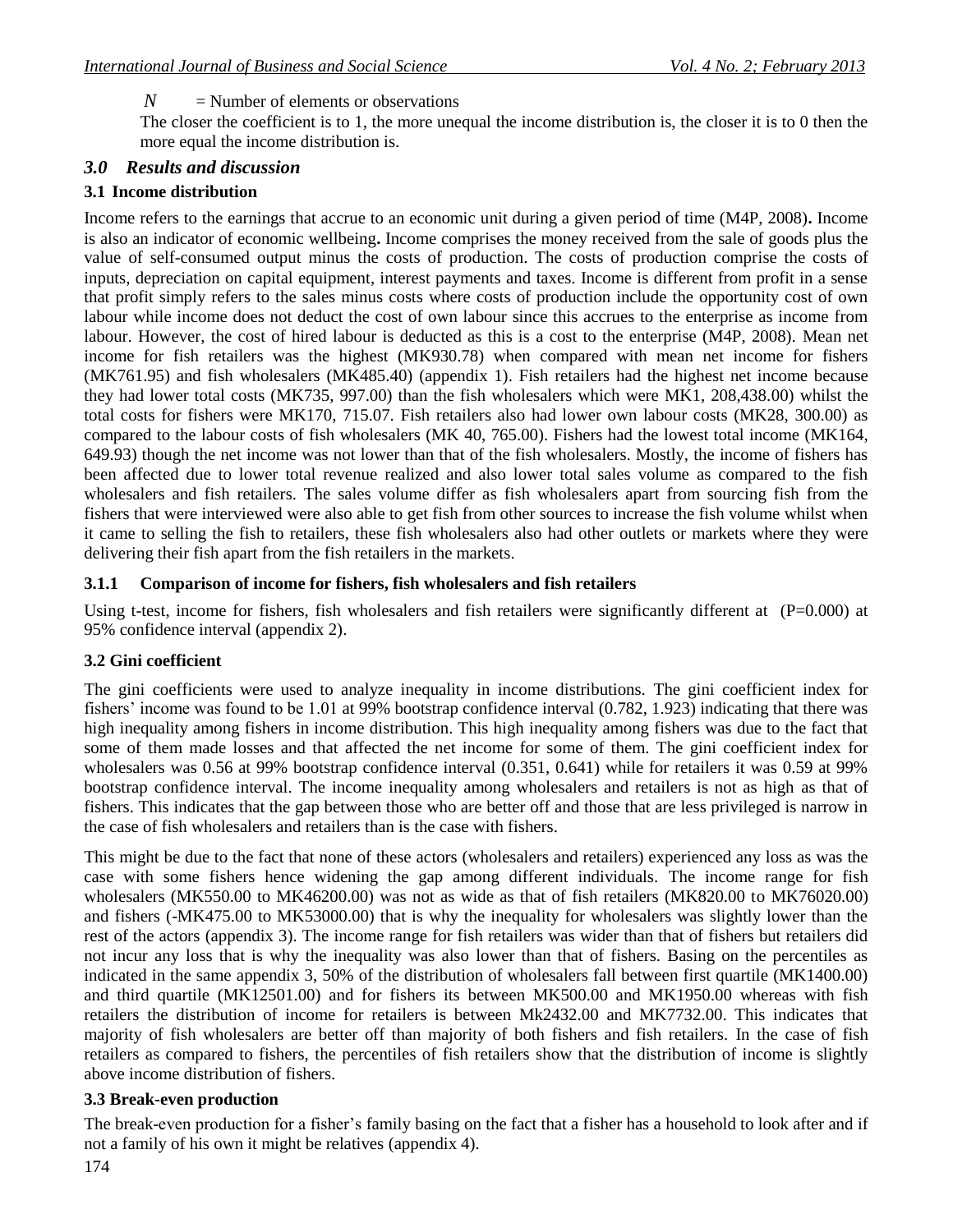$N$ = Number of elements or observations

The closer the coefficient is to 1, the more unequal the income distribution is, the closer it is to 0 then the more equal the income distribution is.

## *3.0 Results and discussion*

### 3.1 Income distribution

Income refers to the earnings that accrue to an economic unit during a given period of time (M4P, 2008)**.** Income is also an indicator of economic wellbeing**.** Income comprises the money received from the sale of goods plus the value of self-consumed output minus the costs of production. The costs of production comprise the costs of inputs, depreciation on capital equipment, interest payments and taxes. Income is different from profit in a sense that profit simply refers to the sales minus costs where costs of production include the opportunity cost of own labour while income does not deduct the cost of own labour since this accrues to the enterprise as income from labour. However, the cost of hired labour is deducted as this is a cost to the enterprise (M4P, 2008). Mean net income for fish retailers was the highest (MK930.78) when compared with mean net income for fishers (MK761.95) and fish wholesalers (MK485.40) (appendix 1). Fish retailers had the highest net income because they had lower total costs (MK735, 997.00) than the fish wholesalers which were MK1, 208,438.00) whilst the total costs for fishers were MK170, 715.07. Fish retailers also had lower own labour costs (MK28, 300.00) as compared to the labour costs of fish wholesalers (MK 40, 765.00). Fishers had the lowest total income (MK164, 649.93) though the net income was not lower than that of the fish wholesalers. Mostly, the income of fishers has been affected due to lower total revenue realized and also lower total sales volume as compared to the fish wholesalers and fish retailers. The sales volume differ as fish wholesalers apart from sourcing fish from the fishers that were interviewed were also able to get fish from other sources to increase the fish volume whilst when it came to selling the fish to retailers, these fish wholesalers also had other outlets or markets where they were delivering their fish apart from the fish retailers in the markets.

#### 3.1.1 Comparison of income for fishers, fish wholesalers and fish retailers

Using t-test, income for fishers, fish wholesalers and fish retailers were significantly different at (P=0.000) at 95% confidence interval (appendix 2).

### 3.2 Gini coefficient

The gini coefficients were used to analyze inequality in income distributions. The gini coefficient index for fishers' income was found to be 1.01 at 99% bootstrap confidence interval (0.782, 1.923) indicating that there was high inequality among fishers in income distribution. This high inequality among fishers was due to the fact that some of them made losses and that affected the net income for some of them. The gini coefficient index for wholesalers was 0.56 at 99% bootstrap confidence interval (0.351, 0.641) while for retailers it was 0.59 at 99% bootstrap confidence interval. The income inequality among wholesalers and retailers is not as high as that of fishers. This indicates that the gap between those who are better off and those that are less privileged is narrow in the case of fish wholesalers and retailers than is the case with fishers.

This might be due to the fact that none of these actors (wholesalers and retailers) experienced any loss as was the case with some fishers hence widening the gap among different individuals. The income range for fish wholesalers (MK550.00 to MK46200.00) was not as wide as that of fish retailers (MK820.00 to MK76020.00) and fishers (-MK475.00 to MK53000.00) that is why the inequality for wholesalers was slightly lower than the rest of the actors (appendix 3). The income range for fish retailers was wider than that of fishers but retailers did not incur any loss that is why the inequality was also lower than that of fishers. Basing on the percentiles as indicated in the same appendix 3, 50% of the distribution of wholesalers fall between first quartile (MK1400.00) and third quartile (MK12501.00) and for fishers its between MK500.00 and MK1950.00 whereas with fish retailers the distribution of income for retailers is between Mk2432.00 and MK7732.00. This indicates that majority of fish wholesalers are better off than majority of both fishers and fish retailers. In the case of fish retailers as compared to fishers, the percentiles of fish retailers show that the distribution of income is slightly above income distribution of fishers.

### 3.3 Break-even production

The break-even production for a fisher's family basing on the fact that a fisher has a household to look after and if not a family of his own it might be relatives (appendix 4).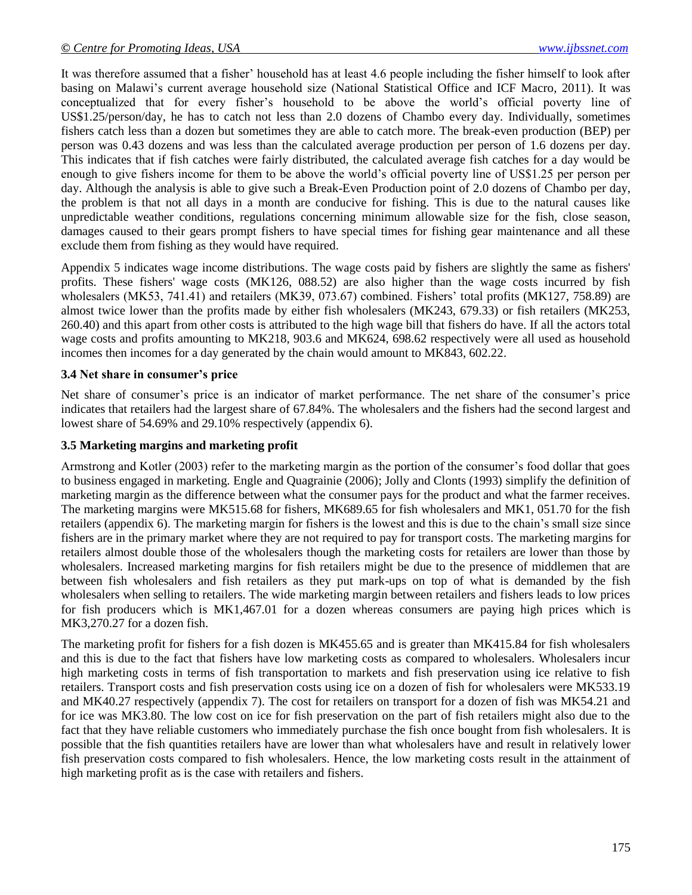It was therefore assumed that a fisher' household has at least 4.6 people including the fisher himself to look after basing on Malawi's current average household size (National Statistical Office and ICF Macro, 2011). It was conceptualized that for every fisher's household to be above the world's official poverty line of US$1.25/person/day, he has to catch not less than 2.0 dozens of Chambo every day. Individually, sometimes fishers catch less than a dozen but sometimes they are able to catch more. The break-even production (BEP) per person was 0.43 dozens and was less than the calculated average production per person of 1.6 dozens per day. This indicates that if fish catches were fairly distributed, the calculated average fish catches for a day would be enough to give fishers income for them to be above the world's official poverty line of US$1.25 per person per day. Although the analysis is able to give such a Break-Even Production point of 2.0 dozens of Chambo per day, the problem is that not all days in a month are conducive for fishing. This is due to the natural causes like unpredictable weather conditions, regulations concerning minimum allowable size for the fish, close season, damages caused to their gears prompt fishers to have special times for fishing gear maintenance and all these exclude them from fishing as they would have required.

Appendix 5 indicates wage income distributions. The wage costs paid by fishers are slightly the same as fishers' profits. These fishers' wage costs (MK126, 088.52) are also higher than the wage costs incurred by fish wholesalers (MK53, 741.41) and retailers (MK39, 073.67) combined. Fishers' total profits (MK127, 758.89) are almost twice lower than the profits made by either fish wholesalers (MK243, 679.33) or fish retailers (MK253, 260.40) and this apart from other costs is attributed to the high wage bill that fishers do have. If all the actors total wage costs and profits amounting to MK218, 903.6 and MK624, 698.62 respectively were all used as household incomes then incomes for a day generated by the chain would amount to MK843, 602.22.

### 3.4 Net share in consumer's price

Net share of consumer's price is an indicator of market performance. The net share of the consumer's price indicates that retailers had the largest share of 67.84%. The wholesalers and the fishers had the second largest and lowest share of 54.69% and 29.10% respectively (appendix 6).

### 3.5 Marketing margins and marketing profit

Armstrong and Kotler (2003) refer to the marketing margin as the portion of the consumer's food dollar that goes to business engaged in marketing. Engle and Quagrainie (2006); Jolly and Clonts (1993) simplify the definition of marketing margin as the difference between what the consumer pays for the product and what the farmer receives. The marketing margins were MK515.68 for fishers, MK689.65 for fish wholesalers and MK1, 051.70 for the fish retailers (appendix 6). The marketing margin for fishers is the lowest and this is due to the chain's small size since fishers are in the primary market where they are not required to pay for transport costs. The marketing margins for retailers almost double those of the wholesalers though the marketing costs for retailers are lower than those by wholesalers. Increased marketing margins for fish retailers might be due to the presence of middlemen that are between fish wholesalers and fish retailers as they put mark-ups on top of what is demanded by the fish wholesalers when selling to retailers. The wide marketing margin between retailers and fishers leads to low prices for fish producers which is MK1,467.01 for a dozen whereas consumers are paying high prices which is MK3,270.27 for a dozen fish.

The marketing profit for fishers for a fish dozen is MK455.65 and is greater than MK415.84 for fish wholesalers and this is due to the fact that fishers have low marketing costs as compared to wholesalers. Wholesalers incur high marketing costs in terms of fish transportation to markets and fish preservation using ice relative to fish retailers. Transport costs and fish preservation costs using ice on a dozen of fish for wholesalers were MK533.19 and MK40.27 respectively (appendix 7). The cost for retailers on transport for a dozen of fish was MK54.21 and for ice was MK3.80. The low cost on ice for fish preservation on the part of fish retailers might also due to the fact that they have reliable customers who immediately purchase the fish once bought from fish wholesalers. It is possible that the fish quantities retailers have are lower than what wholesalers have and result in relatively lower fish preservation costs compared to fish wholesalers. Hence, the low marketing costs result in the attainment of high marketing profit as is the case with retailers and fishers.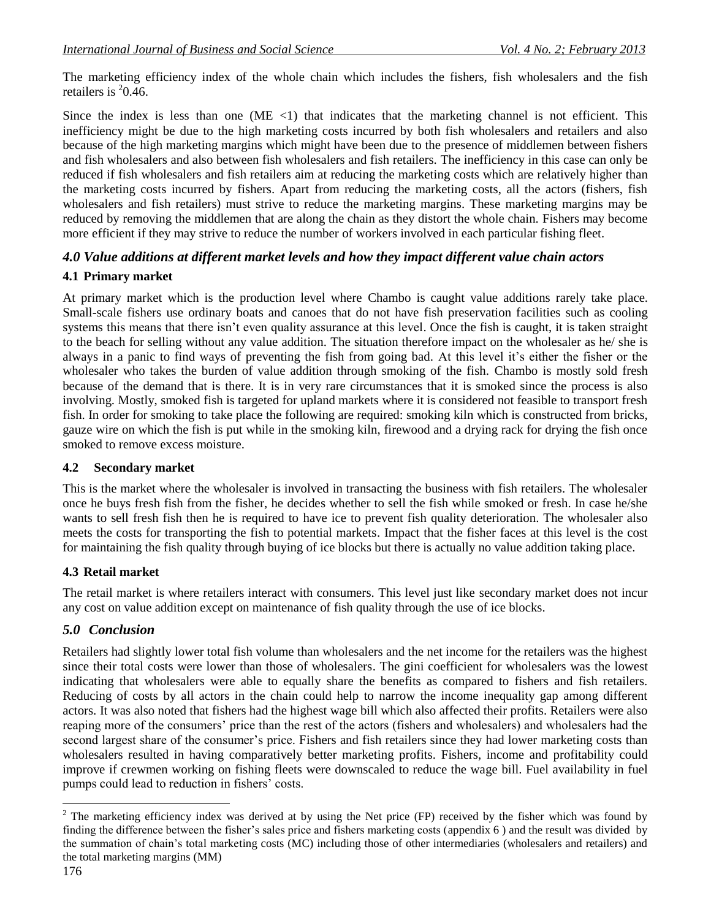The marketing efficiency index of the whole chain which includes the fishers, fish wholesalers and the fish retailers is [2]0.46.

Since the index is less than one (ME <1) that indicates that the marketing channel is not efficient. This inefficiency might be due to the high marketing costs incurred by both fish wholesalers and retailers and also because of the high marketing margins which might have been due to the presence of middlemen between fishers and fish wholesalers and also between fish wholesalers and fish retailers. The inefficiency in this case can only be reduced if fish wholesalers and fish retailers aim at reducing the marketing costs which are relatively higher than the marketing costs incurred by fishers. Apart from reducing the marketing costs, all the actors (fishers, fish wholesalers and fish retailers) must strive to reduce the marketing margins. These marketing margins may be reduced by removing the middlemen that are along the chain as they distort the whole chain. Fishers may become more efficient if they may strive to reduce the number of workers involved in each particular fishing fleet.

## *4.0 Value additions at different market levels and how they impact different value chain actors*

### 4.1 Primary market

At primary market which is the production level where Chambo is caught value additions rarely take place. Small-scale fishers use ordinary boats and canoes that do not have fish preservation facilities such as cooling systems this means that there isn't even quality assurance at this level. Once the fish is caught, it is taken straight to the beach for selling without any value addition. The situation therefore impact on the wholesaler as he/ she is always in a panic to find ways of preventing the fish from going bad. At this level it's either the fisher or the wholesaler who takes the burden of value addition through smoking of the fish. Chambo is mostly sold fresh because of the demand that is there. It is in very rare circumstances that it is smoked since the process is also involving. Mostly, smoked fish is targeted for upland markets where it is considered not feasible to transport fresh fish. In order for smoking to take place the following are required: smoking kiln which is constructed from bricks, gauze wire on which the fish is put while in the smoking kiln, firewood and a drying rack for drying the fish once smoked to remove excess moisture.

### 4.2 Secondary market

This is the market where the wholesaler is involved in transacting the business with fish retailers. The wholesaler once he buys fresh fish from the fisher, he decides whether to sell the fish while smoked or fresh. In case he/she wants to sell fresh fish then he is required to have ice to prevent fish quality deterioration. The wholesaler also meets the costs for transporting the fish to potential markets. Impact that the fisher faces at this level is the cost for maintaining the fish quality through buying of ice blocks but there is actually no value addition taking place.

### 4.3 Retail market

The retail market is where retailers interact with consumers. This level just like secondary market does not incur any cost on value addition except on maintenance of fish quality through the use of ice blocks.

## *5.0 Conclusion*

Retailers had slightly lower total fish volume than wholesalers and the net income for the retailers was the highest since their total costs were lower than those of wholesalers. The gini coefficient for wholesalers was the lowest indicating that wholesalers were able to equally share the benefits as compared to fishers and fish retailers. Reducing of costs by all actors in the chain could help to narrow the income inequality gap among different actors. It was also noted that fishers had the highest wage bill which also affected their profits. Retailers were also reaping more of the consumers' price than the rest of the actors (fishers and wholesalers) and wholesalers had the second largest share of the consumer's price. Fishers and fish retailers since they had lower marketing costs than wholesalers resulted in having comparatively better marketing profits. Fishers, income and profitability could improve if crewmen working on fishing fleets were downscaled to reduce the wage bill. Fuel availability in fuel pumps could lead to reduction in fishers' costs.

---

[2] The marketing efficiency index was derived at by using the Net price (FP) received by the fisher which was found by finding the difference between the fisher's sales price and fishers marketing costs (appendix 6 ) and the result was divided by the summation of chain's total marketing costs (MC) including those of other intermediaries (wholesalers and retailers) and the total marketing margins (MM)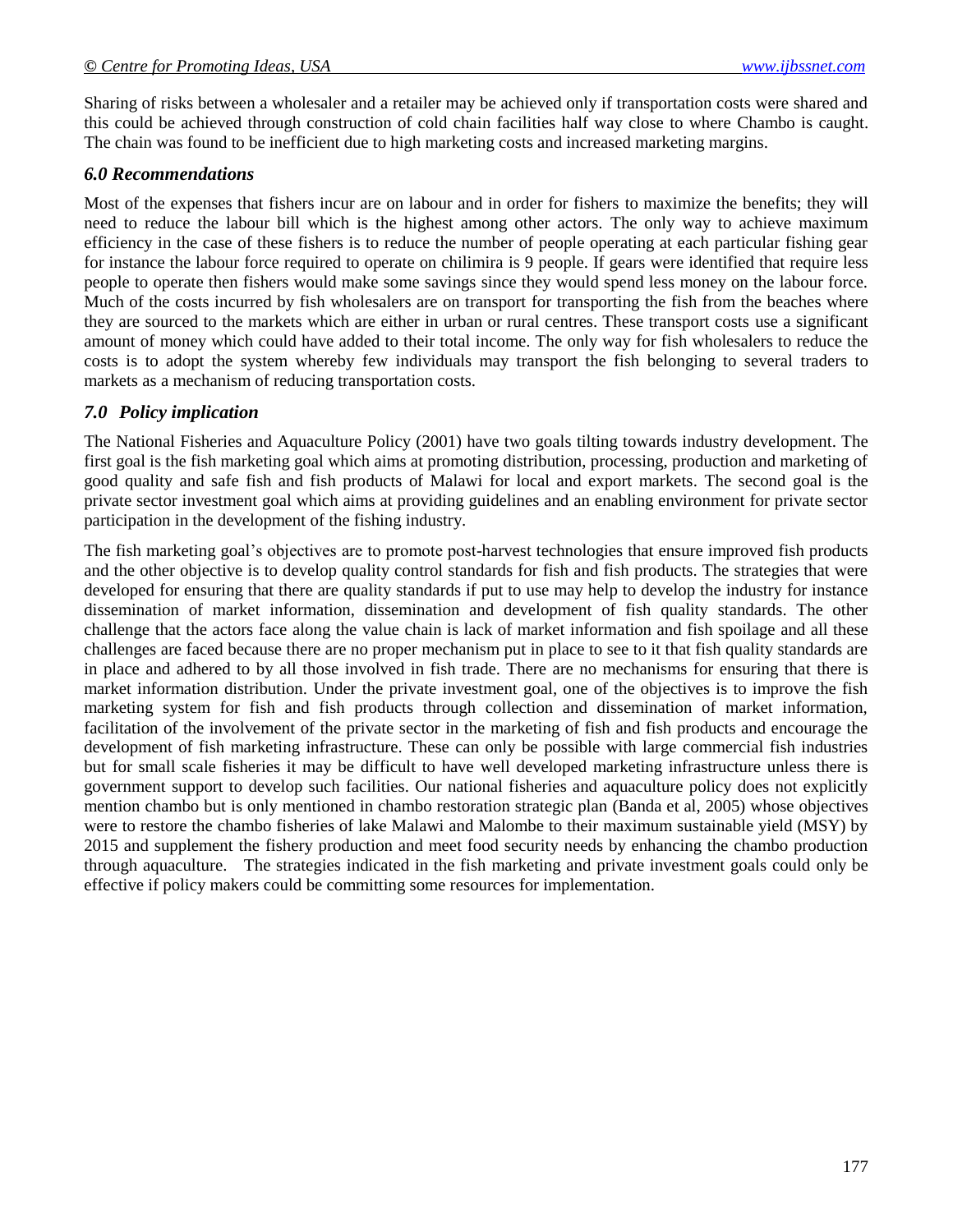Sharing of risks between a wholesaler and a retailer may be achieved only if transportation costs were shared and this could be achieved through construction of cold chain facilities half way close to where Chambo is caught. The chain was found to be inefficient due to high marketing costs and increased marketing margins.

### *6.0 Recommendations*

Most of the expenses that fishers incur are on labour and in order for fishers to maximize the benefits; they will need to reduce the labour bill which is the highest among other actors. The only way to achieve maximum efficiency in the case of these fishers is to reduce the number of people operating at each particular fishing gear for instance the labour force required to operate on chilimira is 9 people. If gears were identified that require less people to operate then fishers would make some savings since they would spend less money on the labour force. Much of the costs incurred by fish wholesalers are on transport for transporting the fish from the beaches where they are sourced to the markets which are either in urban or rural centres. These transport costs use a significant amount of money which could have added to their total income. The only way for fish wholesalers to reduce the costs is to adopt the system whereby few individuals may transport the fish belonging to several traders to markets as a mechanism of reducing transportation costs.

### *7.0 Policy implication*

The National Fisheries and Aquaculture Policy (2001) have two goals tilting towards industry development. The first goal is the fish marketing goal which aims at promoting distribution, processing, production and marketing of good quality and safe fish and fish products of Malawi for local and export markets. The second goal is the private sector investment goal which aims at providing guidelines and an enabling environment for private sector participation in the development of the fishing industry.

The fish marketing goal's objectives are to promote post-harvest technologies that ensure improved fish products and the other objective is to develop quality control standards for fish and fish products. The strategies that were developed for ensuring that there are quality standards if put to use may help to develop the industry for instance dissemination of market information, dissemination and development of fish quality standards. The other challenge that the actors face along the value chain is lack of market information and fish spoilage and all these challenges are faced because there are no proper mechanism put in place to see to it that fish quality standards are in place and adhered to by all those involved in fish trade. There are no mechanisms for ensuring that there is market information distribution. Under the private investment goal, one of the objectives is to improve the fish marketing system for fish and fish products through collection and dissemination of market information, facilitation of the involvement of the private sector in the marketing of fish and fish products and encourage the development of fish marketing infrastructure. These can only be possible with large commercial fish industries but for small scale fisheries it may be difficult to have well developed marketing infrastructure unless there is government support to develop such facilities. Our national fisheries and aquaculture policy does not explicitly mention chambo but is only mentioned in chambo restoration strategic plan (Banda et al, 2005) whose objectives were to restore the chambo fisheries of lake Malawi and Malombe to their maximum sustainable yield (MSY) by 2015 and supplement the fishery production and meet food security needs by enhancing the chambo production through aquaculture. The strategies indicated in the fish marketing and private investment goals could only be effective if policy makers could be committing some resources for implementation.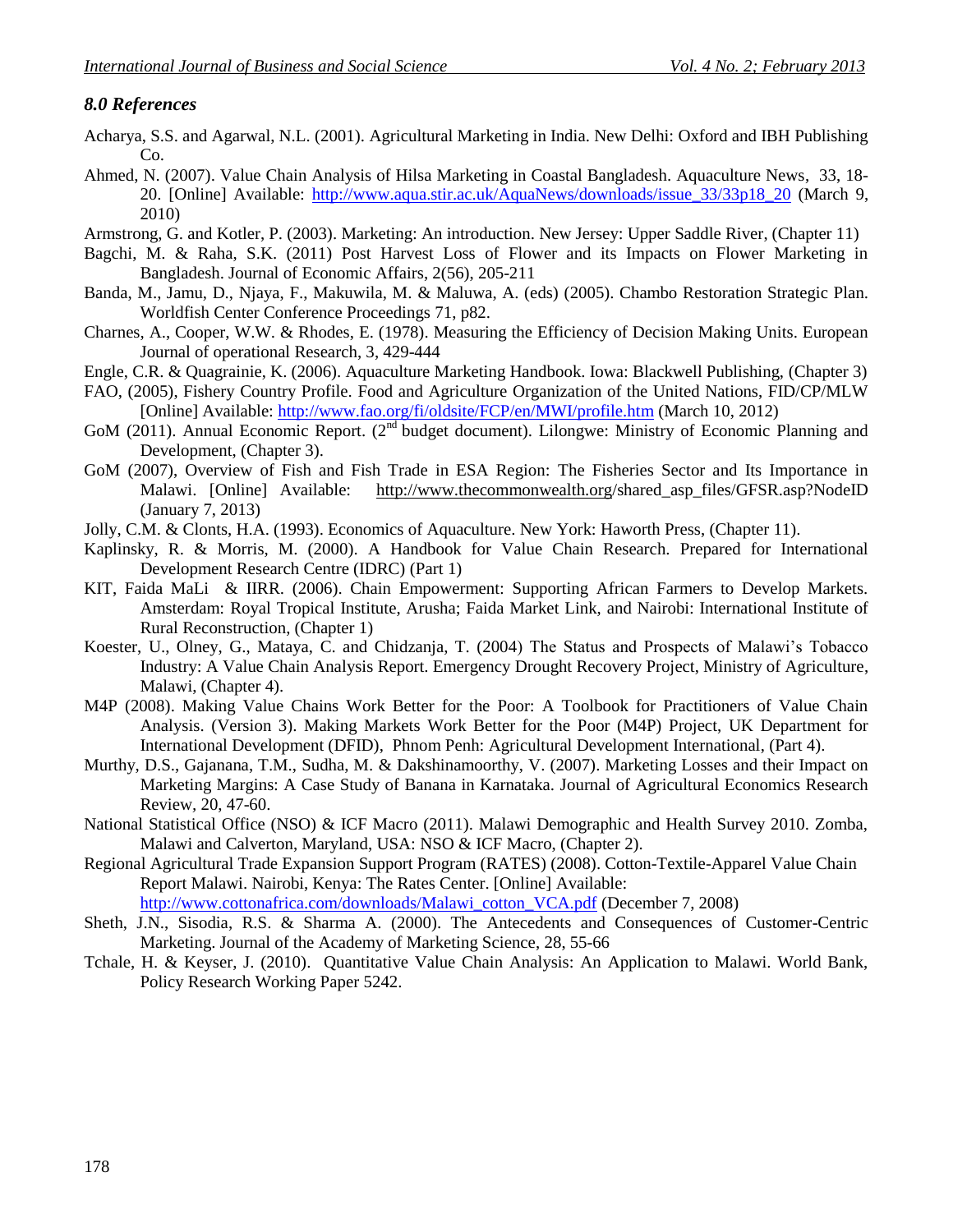### *8.0 References*

Acharya, S.S. and Agarwal, N.L. (2001). Agricultural Marketing in India. New Delhi: Oxford and IBH Publishing Co.

Ahmed, N. (2007). Value Chain Analysis of Hilsa Marketing in Coastal Bangladesh. Aquaculture News, 33, 18-20. [Online] Available: http://www.aqua.stir.ac.uk/AquaNews/downloads/issue_33/33p18_20 (March 9, 2010)

Armstrong, G. and Kotler, P. (2003). Marketing: An introduction. New Jersey: Upper Saddle River, (Chapter 11)

Bagchi, M. & Raha, S.K. (2011) Post Harvest Loss of Flower and its Impacts on Flower Marketing in Bangladesh. Journal of Economic Affairs, 2(56), 205-211

Banda, M., Jamu, D., Njaya, F., Makuwila, M. & Maluwa, A. (eds) (2005). Chambo Restoration Strategic Plan. Worldfish Center Conference Proceedings 71, p82.

Charnes, A., Cooper, W.W. & Rhodes, E. (1978). Measuring the Efficiency of Decision Making Units. European Journal of operational Research, 3, 429-444

Engle, C.R. & Quagrainie, K. (2006). Aquaculture Marketing Handbook. Iowa: Blackwell Publishing, (Chapter 3)

FAO, (2005), Fishery Country Profile. Food and Agriculture Organization of the United Nations, FID/CP/MLW [Online] Available: http://www.fao.org/fi/oldsite/FCP/en/MWI/profile.htm (March 10, 2012)

GoM (2011). Annual Economic Report. (2nd budget document). Lilongwe: Ministry of Economic Planning and Development, (Chapter 3).

GoM (2007), Overview of Fish and Fish Trade in ESA Region: The Fisheries Sector and Its Importance in Malawi. [Online] Available: http://www.thecommonwealth.org/shared_asp_files/GFSR.asp?NodeID (January 7, 2013)

Jolly, C.M. & Clonts, H.A. (1993). Economics of Aquaculture. New York: Haworth Press, (Chapter 11).

Kaplinsky, R. & Morris, M. (2000). A Handbook for Value Chain Research. Prepared for International Development Research Centre (IDRC) (Part 1)

KIT, Faida MaLi & IIRR. (2006). Chain Empowerment: Supporting African Farmers to Develop Markets. Amsterdam: Royal Tropical Institute, Arusha; Faida Market Link, and Nairobi: International Institute of Rural Reconstruction, (Chapter 1)

Koester, U., Olney, G., Mataya, C. and Chidzanja, T. (2004) The Status and Prospects of Malawi's Tobacco Industry: A Value Chain Analysis Report. Emergency Drought Recovery Project, Ministry of Agriculture, Malawi, (Chapter 4).

M4P (2008). Making Value Chains Work Better for the Poor: A Toolbook for Practitioners of Value Chain Analysis. (Version 3). Making Markets Work Better for the Poor (M4P) Project, UK Department for International Development (DFID), Phnom Penh: Agricultural Development International, (Part 4).

Murthy, D.S., Gajanana, T.M., Sudha, M. & Dakshinamoorthy, V. (2007). Marketing Losses and their Impact on Marketing Margins: A Case Study of Banana in Karnataka. Journal of Agricultural Economics Research Review, 20, 47-60.

National Statistical Office (NSO) & ICF Macro (2011). Malawi Demographic and Health Survey 2010. Zomba, Malawi and Calverton, Maryland, USA: NSO & ICF Macro, (Chapter 2).

Regional Agricultural Trade Expansion Support Program (RATES) (2008). Cotton-Textile-Apparel Value Chain Report Malawi. Nairobi, Kenya: The Rates Center. [Online] Available: http://www.cottonafrica.com/downloads/Malawi_cotton_VCA.pdf (December 7, 2008)

Sheth, J.N., Sisodia, R.S. & Sharma A. (2000). The Antecedents and Consequences of Customer-Centric Marketing. Journal of the Academy of Marketing Science, 28, 55-66

Tchale, H. & Keyser, J. (2010). Quantitative Value Chain Analysis: An Application to Malawi. World Bank, Policy Research Working Paper 5242.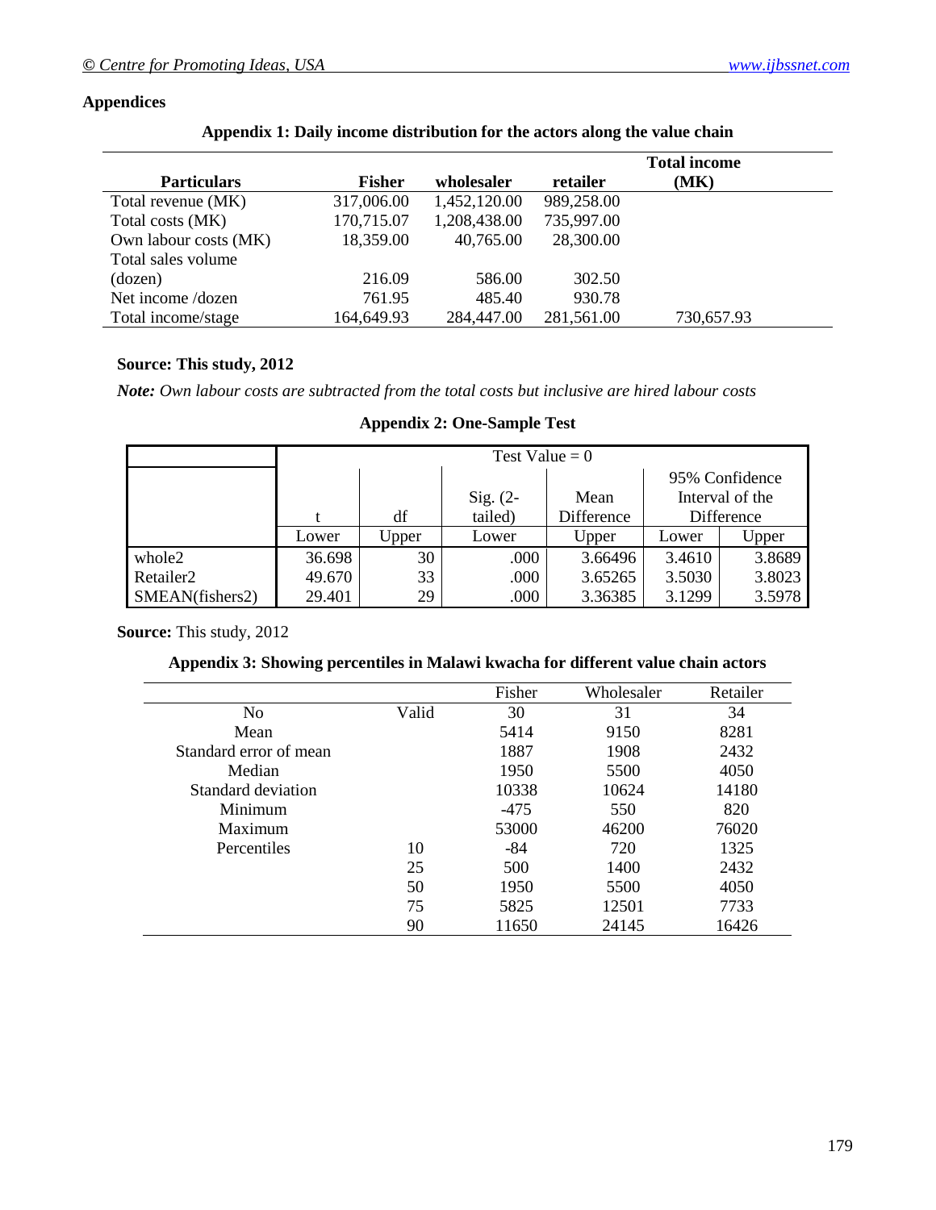## Appendices

**Appendix 1: Daily income distribution for the actors along the value chain**

| Particulars | Fisher | wholesaler | retailer | Total income (MK) |
|---|---|---|---|---|
| Total revenue (MK) | 317,006.00 | 1,452,120.00 | 989,258.00 | |
| Total costs (MK) | 170,715.07 | 1,208,438.00 | 735,997.00 | |
| Own labour costs (MK) | 18,359.00 | 40,765.00 | 28,300.00 | |
| Total sales volume (dozen) | 216.09 | 586.00 | 302.50 | |
| Net income /dozen | 761.95 | 485.40 | 930.78 | |
| Total income/stage | 164,649.93 | 284,447.00 | 281,561.00 | 730,657.93 |

**Source: This study, 2012**

***Note:*** *Own labour costs are subtracted from the total costs but inclusive are hired labour costs*

**Appendix 2: One-Sample Test**

| | Test Value = 0 | | | | | |
|---|---|---|---|---|---|---|
| | t | df | Sig. (2-tailed) | Mean Difference | 95% Confidence Interval of the Difference | |
| | Lower | Upper | Lower | Upper | Lower | Upper |
| whole2 | 36.698 | 30 | .000 | 3.66496 | 3.4610 | 3.8689 |
| Retailer2 | 49.670 | 33 | .000 | 3.65265 | 3.5030 | 3.8023 |
| SMEAN(fishers2) | 29.401 | 29 | .000 | 3.36385 | 3.1299 | 3.5978 |

**Source:** This study, 2012

**Appendix 3: Showing percentiles in Malawi kwacha for different value chain actors**

| | | Fisher | Wholesaler | Retailer |
|---|---|---|---|---|
| No | Valid | 30 | 31 | 34 |
| Mean | | 5414 | 9150 | 8281 |
| Standard error of mean | | 1887 | 1908 | 2432 |
| Median | | 1950 | 5500 | 4050 |
| Standard deviation | | 10338 | 10624 | 14180 |
| Minimum | | -475 | 550 | 820 |
| Maximum | | 53000 | 46200 | 76020 |
| Percentiles | 10 | -84 | 720 | 1325 |
| | 25 | 500 | 1400 | 2432 |
| | 50 | 1950 | 5500 | 4050 |
| | 75 | 5825 | 12501 | 7733 |
| | 90 | 11650 | 24145 | 16426 |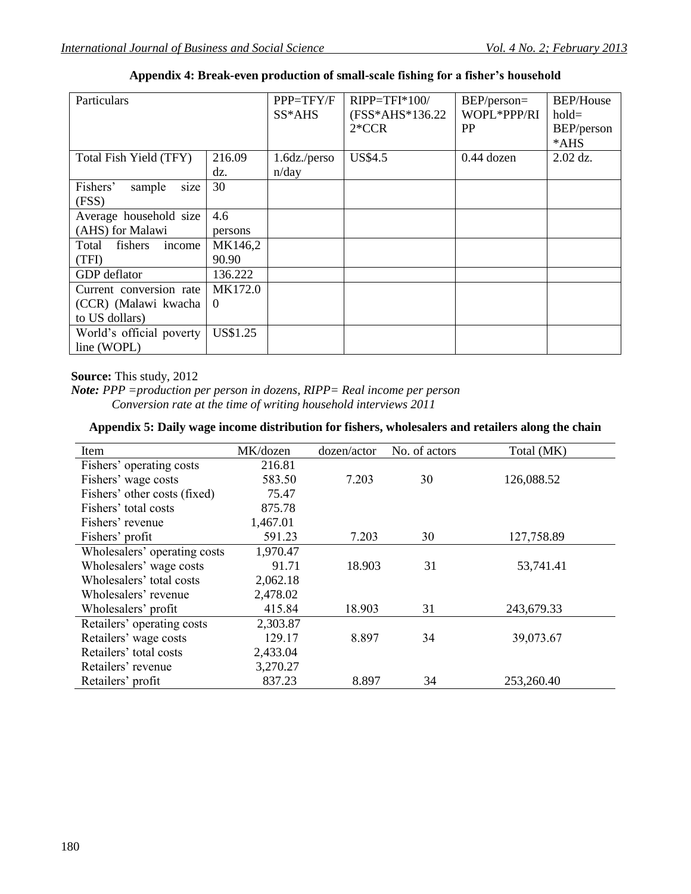**Appendix 4: Break-even production of small-scale fishing for a fisher's household**

| Particulars | | PPP=TFY/FSS*AHS | RIPP=TFI*100/(FSS*AHS*136.222*CCR | BEP/person=WOPL*PPP/RIPP | BEP/Household=BEP/person*AHS |
|---|---|---|---|---|---|
| Total Fish Yield (TFY) | 216.09 dz. | 1.6dz./person/day | US$4.5 | 0.44 dozen | 2.02 dz. |
| Fishers' sample size (FSS) | 30 | | | | |
| Average household size (AHS) for Malawi | 4.6 persons | | | | |
| Total fishers income (TFI) | MK146,290.90 | | | | |
| GDP deflator | 136.222 | | | | |
| Current conversion rate (CCR) (Malawi kwacha to US dollars) | MK172.00 | | | | |
| World's official poverty line (WOPL) | US$1.25 | | | | |

**Source:** This study, 2012

***Note:*** *PPP =production per person in dozens, RIPP= Real income per person*
*Conversion rate at the time of writing household interviews 2011*

**Appendix 5: Daily wage income distribution for fishers, wholesalers and retailers along the chain**

| Item | MK/dozen | dozen/actor | No. of actors | Total (MK) |
|---|---|---|---|---|
| Fishers' operating costs | 216.81 | | | |
| Fishers' wage costs | 583.50 | 7.203 | 30 | 126,088.52 |
| Fishers' other costs (fixed) | 75.47 | | | |
| Fishers' total costs | 875.78 | | | |
| Fishers' revenue | 1,467.01 | | | |
| Fishers' profit | 591.23 | 7.203 | 30 | 127,758.89 |
| Wholesalers' operating costs | 1,970.47 | | | |
| Wholesalers' wage costs | 91.71 | 18.903 | 31 | 53,741.41 |
| Wholesalers' total costs | 2,062.18 | | | |
| Wholesalers' revenue | 2,478.02 | | | |
| Wholesalers' profit | 415.84 | 18.903 | 31 | 243,679.33 |
| Retailers' operating costs | 2,303.87 | | | |
| Retailers' wage costs | 129.17 | 8.897 | 34 | 39,073.67 |
| Retailers' total costs | 2,433.04 | | | |
| Retailers' revenue | 3,270.27 | | | |
| Retailers' profit | 837.23 | 8.897 | 34 | 253,260.40 |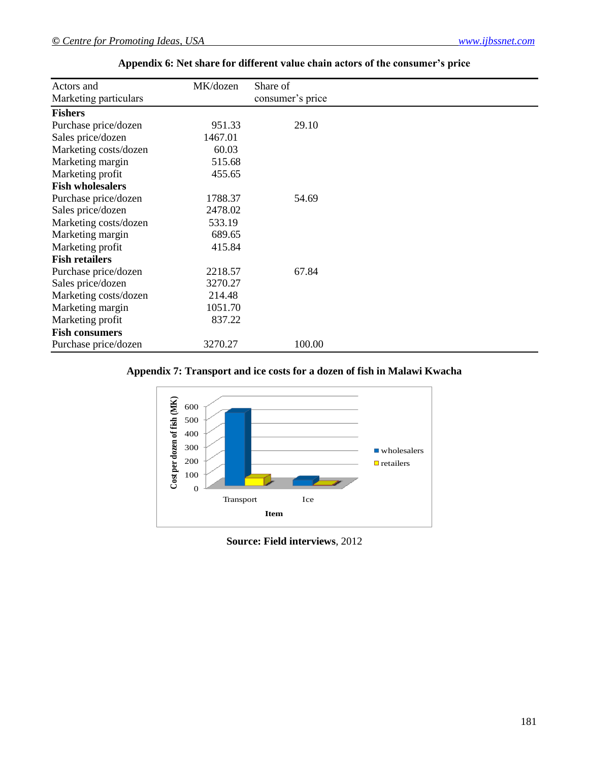**Appendix 6: Net share for different value chain actors of the consumer's price**

| Actors and Marketing particulars | MK/dozen | Share of consumer's price |
|---|---|---|
| **Fishers** | | |
| Purchase price/dozen | 951.33 | 29.10 |
| Sales price/dozen | 1467.01 | |
| Marketing costs/dozen | 60.03 | |
| Marketing margin | 515.68 | |
| Marketing profit | 455.65 | |
| **Fish wholesalers** | | |
| Purchase price/dozen | 1788.37 | 54.69 |
| Sales price/dozen | 2478.02 | |
| Marketing costs/dozen | 533.19 | |
| Marketing margin | 689.65 | |
| Marketing profit | 415.84 | |
| **Fish retailers** | | |
| Purchase price/dozen | 2218.57 | 67.84 |
| Sales price/dozen | 3270.27 | |
| Marketing costs/dozen | 214.48 | |
| Marketing margin | 1051.70 | |
| Marketing profit | 837.22 | |
| **Fish consumers** | | |
| Purchase price/dozen | 3270.27 | 100.00 |

**Appendix 7: Transport and ice costs for a dozen of fish in Malawi Kwacha**

Cost per dozen of fish (MK)

0
100
200
300
400
500
600

Transport
Ice

Item

wholesalers
retailers

**Source: Field interviews**, 2012